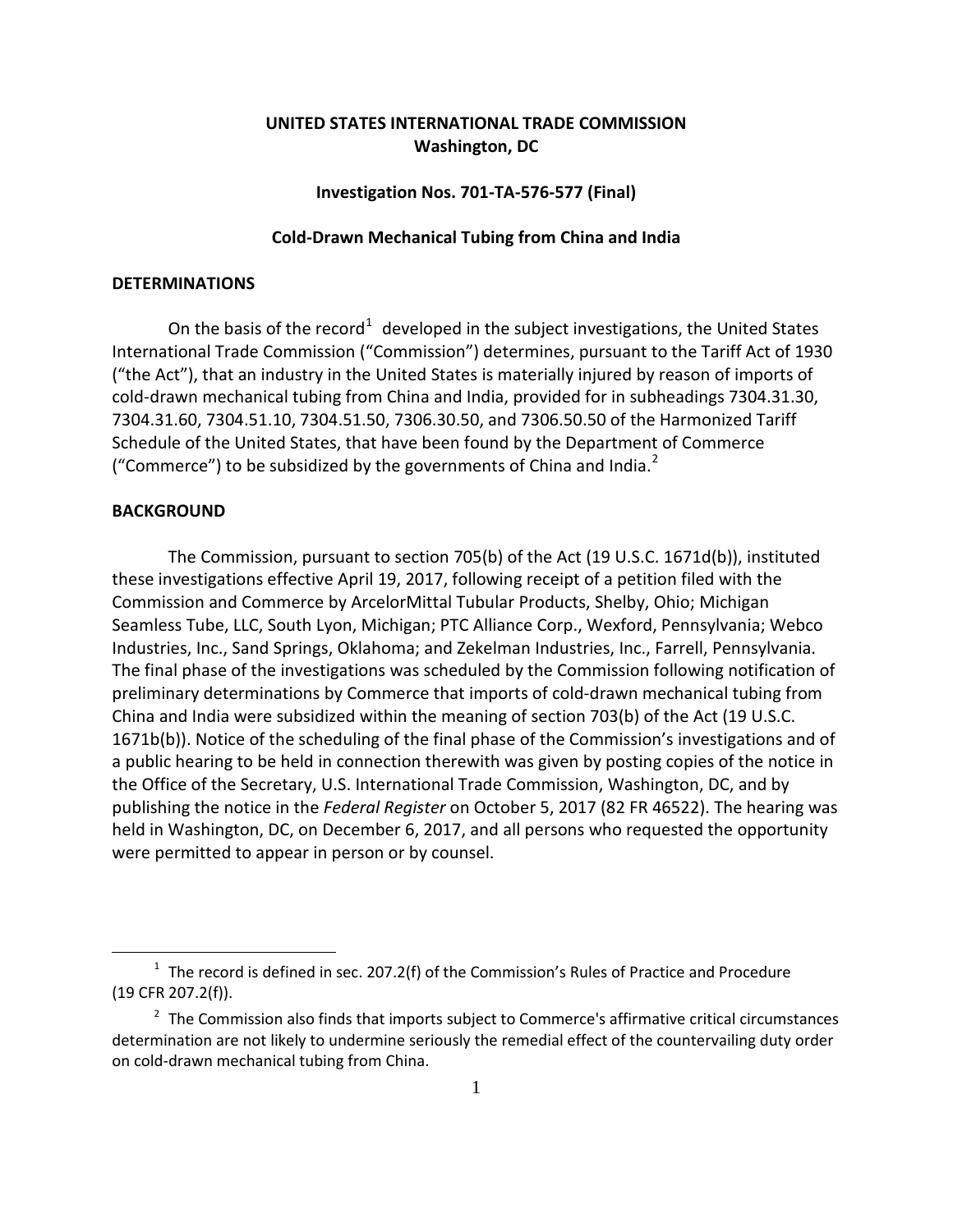**UNITED STATES INTERNATIONAL TRADE COMMISSION**
**Washington, DC**

**Investigation Nos. 701-TA-576-577 (Final)**

**Cold-Drawn Mechanical Tubing from China and India**

## DETERMINATIONS

On the basis of the record[1] developed in the subject investigations, the United States International Trade Commission ("Commission") determines, pursuant to the Tariff Act of 1930 ("the Act"), that an industry in the United States is materially injured by reason of imports of cold-drawn mechanical tubing from China and India, provided for in subheadings 7304.31.30, 7304.31.60, 7304.51.10, 7304.51.50, 7306.30.50, and 7306.50.50 of the Harmonized Tariff Schedule of the United States, that have been found by the Department of Commerce ("Commerce") to be subsidized by the governments of China and India.[2]

## BACKGROUND

The Commission, pursuant to section 705(b) of the Act (19 U.S.C. 1671d(b)), instituted these investigations effective April 19, 2017, following receipt of a petition filed with the Commission and Commerce by ArcelorMittal Tubular Products, Shelby, Ohio; Michigan Seamless Tube, LLC, South Lyon, Michigan; PTC Alliance Corp., Wexford, Pennsylvania; Webco Industries, Inc., Sand Springs, Oklahoma; and Zekelman Industries, Inc., Farrell, Pennsylvania. The final phase of the investigations was scheduled by the Commission following notification of preliminary determinations by Commerce that imports of cold-drawn mechanical tubing from China and India were subsidized within the meaning of section 703(b) of the Act (19 U.S.C. 1671b(b)). Notice of the scheduling of the final phase of the Commission's investigations and of a public hearing to be held in connection therewith was given by posting copies of the notice in the Office of the Secretary, U.S. International Trade Commission, Washington, DC, and by publishing the notice in the *Federal Register* on October 5, 2017 (82 FR 46522). The hearing was held in Washington, DC, on December 6, 2017, and all persons who requested the opportunity were permitted to appear in person or by counsel.

---

[1] The record is defined in sec. 207.2(f) of the Commission's Rules of Practice and Procedure (19 CFR 207.2(f)).

[2] The Commission also finds that imports subject to Commerce's affirmative critical circumstances determination are not likely to undermine seriously the remedial effect of the countervailing duty order on cold-drawn mechanical tubing from China.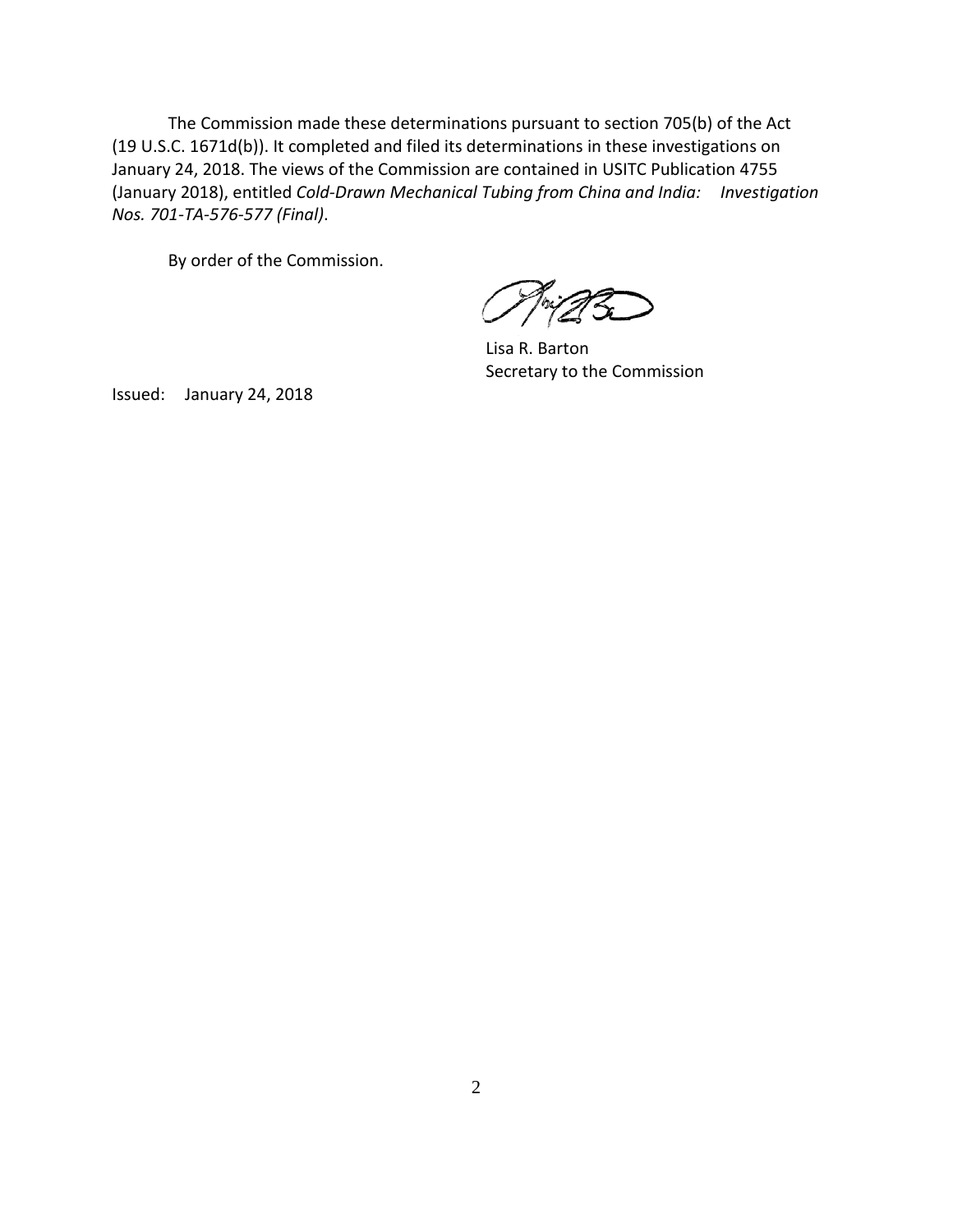The Commission made these determinations pursuant to section 705(b) of the Act (19 U.S.C. 1671d(b)). It completed and filed its determinations in these investigations on January 24, 2018. The views of the Commission are contained in USITC Publication 4755 (January 2018), entitled *Cold-Drawn Mechanical Tubing from China and India: Investigation Nos. 701-TA-576-577 (Final)*.

By order of the Commission.

Lisa R. Barton
Secretary to the Commission

Issued: January 24, 2018